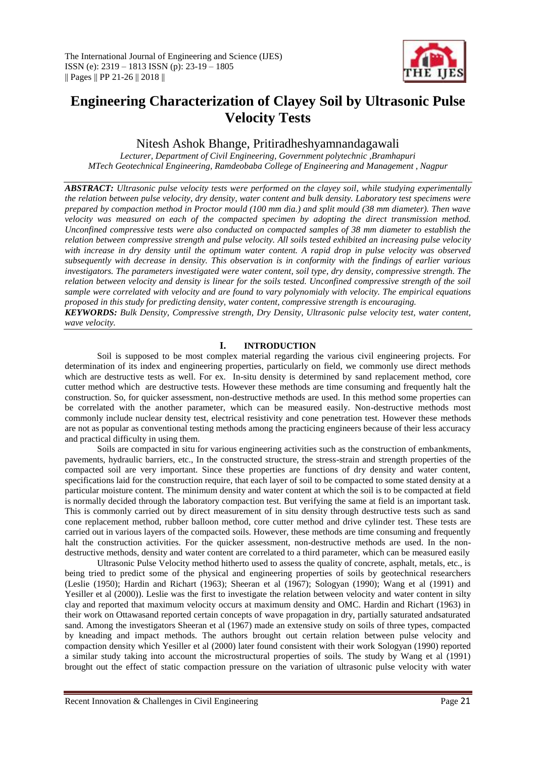# Engineering Characterization of Clayey Soil by Ultrasonic Pulse Velocity Tests

Nitesh Ashok Bhange, Pritiradheshyamnandagawali

*Lecturer, Department of Civil Engineering, Government polytechnic ,Bramhapuri*
*MTech Geotechnical Engineering, Ramdeobaba College of Engineering and Management , Nagpur*

***ABSTRACT:*** *Ultrasonic pulse velocity tests were performed on the clayey soil, while studying experimentally the relation between pulse velocity, dry density, water content and bulk density. Laboratory test specimens were prepared by compaction method in Proctor mould (100 mm dia.) and split mould (38 mm diameter). Then wave velocity was measured on each of the compacted specimen by adopting the direct transmission method. Unconfined compressive tests were also conducted on compacted samples of 38 mm diameter to establish the relation between compressive strength and pulse velocity. All soils tested exhibited an increasing pulse velocity with increase in dry density until the optimum water content. A rapid drop in pulse velocity was observed subsequently with decrease in density. This observation is in conformity with the findings of earlier various investigators. The parameters investigated were water content, soil type, dry density, compressive strength. The relation between velocity and density is linear for the soils tested. Unconfined compressive strength of the soil sample were correlated with velocity and are found to vary polynomialy with velocity. The empirical equations proposed in this study for predicting density, water content, compressive strength is encouraging.*

***KEYWORDS:*** *Bulk Density, Compressive strength, Dry Density, Ultrasonic pulse velocity test, water content, wave velocity.*

## I. INTRODUCTION

Soil is supposed to be most complex material regarding the various civil engineering projects. For determination of its index and engineering properties, particularly on field, we commonly use direct methods which are destructive tests as well. For ex. In-situ density is determined by sand replacement method, core cutter method which are destructive tests. However these methods are time consuming and frequently halt the construction. So, for quicker assessment, non-destructive methods are used. In this method some properties can be correlated with the another parameter, which can be measured easily. Non-destructive methods most commonly include nuclear density test, electrical resistivity and cone penetration test. However these methods are not as popular as conventional testing methods among the practicing engineers because of their less accuracy and practical difficulty in using them.

Soils are compacted in situ for various engineering activities such as the construction of embankments, pavements, hydraulic barriers, etc., In the constructed structure, the stress-strain and strength properties of the compacted soil are very important. Since these properties are functions of dry density and water content, specifications laid for the construction require, that each layer of soil to be compacted to some stated density at a particular moisture content. The minimum density and water content at which the soil is to be compacted at field is normally decided through the laboratory compaction test. But verifying the same at field is an important task. This is commonly carried out by direct measurement of in situ density through destructive tests such as sand cone replacement method, rubber balloon method, core cutter method and drive cylinder test. These tests are carried out in various layers of the compacted soils. However, these methods are time consuming and frequently halt the construction activities. For the quicker assessment, non-destructive methods are used. In the non-destructive methods, density and water content are correlated to a third parameter, which can be measured easily

Ultrasonic Pulse Velocity method hitherto used to assess the quality of concrete, asphalt, metals, etc., is being tried to predict some of the physical and engineering properties of soils by geotechnical researchers (Leslie (1950); Hardin and Richart (1963); Sheeran et al (1967); Sologyan (1990); Wang et al (1991) and Yesiller et al (2000)). Leslie was the first to investigate the relation between velocity and water content in silty clay and reported that maximum velocity occurs at maximum density and OMC. Hardin and Richart (1963) in their work on Ottawasand reported certain concepts of wave propagation in dry, partially saturated andsaturated sand. Among the investigators Sheeran et al (1967) made an extensive study on soils of three types, compacted by kneading and impact methods. The authors brought out certain relation between pulse velocity and compaction density which Yesiller et al (2000) later found consistent with their work Sologyan (1990) reported a similar study taking into account the microstructural properties of soils. The study by Wang et al (1991) brought out the effect of static compaction pressure on the variation of ultrasonic pulse velocity with water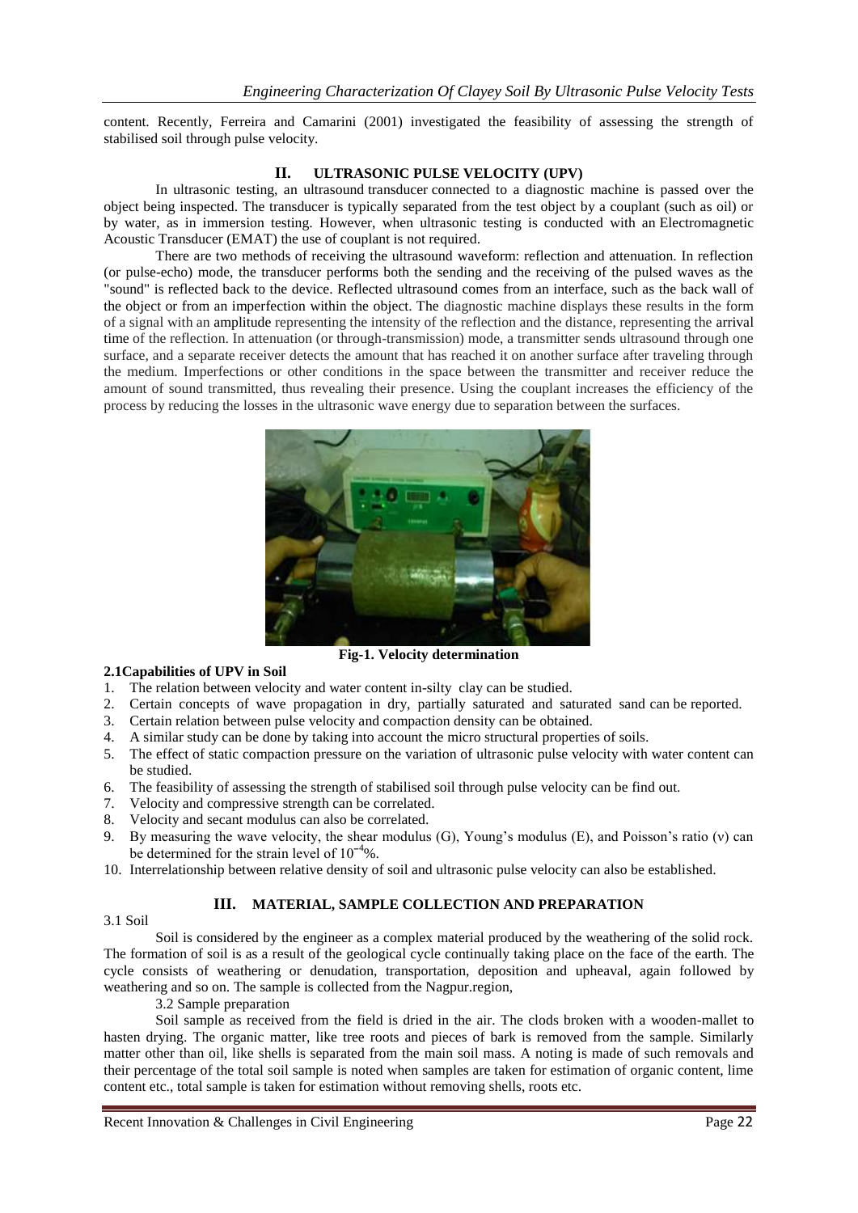content. Recently, Ferreira and Camarini (2001) investigated the feasibility of assessing the strength of stabilised soil through pulse velocity.

## II. ULTRASONIC PULSE VELOCITY (UPV)

In ultrasonic testing, an ultrasound transducer connected to a diagnostic machine is passed over the object being inspected. The transducer is typically separated from the test object by a couplant (such as oil) or by water, as in immersion testing. However, when ultrasonic testing is conducted with an Electromagnetic Acoustic Transducer (EMAT) the use of couplant is not required.

There are two methods of receiving the ultrasound waveform: reflection and attenuation. In reflection (or pulse-echo) mode, the transducer performs both the sending and the receiving of the pulsed waves as the "sound" is reflected back to the device. Reflected ultrasound comes from an interface, such as the back wall of the object or from an imperfection within the object. The diagnostic machine displays these results in the form of a signal with an amplitude representing the intensity of the reflection and the distance, representing the arrival time of the reflection. In attenuation (or through-transmission) mode, a transmitter sends ultrasound through one surface, and a separate receiver detects the amount that has reached it on another surface after traveling through the medium. Imperfections or other conditions in the space between the transmitter and receiver reduce the amount of sound transmitted, thus revealing their presence. Using the couplant increases the efficiency of the process by reducing the losses in the ultrasonic wave energy due to separation between the surfaces.

**Fig-1. Velocity determination**

### 2.1Capabilities of UPV in Soil

1. The relation between velocity and water content in-silty clay can be studied.
2. Certain concepts of wave propagation in dry, partially saturated and saturated sand can be reported.
3. Certain relation between pulse velocity and compaction density can be obtained.
4. A similar study can be done by taking into account the micro structural properties of soils.
5. The effect of static compaction pressure on the variation of ultrasonic pulse velocity with water content can be studied.
6. The feasibility of assessing the strength of stabilised soil through pulse velocity can be find out.
7. Velocity and compressive strength can be correlated.
8. Velocity and secant modulus can also be correlated.
9. By measuring the wave velocity, the shear modulus (G), Young's modulus (E), and Poisson's ratio (v) can be determined for the strain level of $10^{-4}$%.
10. Interrelationship between relative density of soil and ultrasonic pulse velocity can also be established.

## III. MATERIAL, SAMPLE COLLECTION AND PREPARATION

3.1 Soil

Soil is considered by the engineer as a complex material produced by the weathering of the solid rock. The formation of soil is as a result of the geological cycle continually taking place on the face of the earth. The cycle consists of weathering or denudation, transportation, deposition and upheaval, again followed by weathering and so on. The sample is collected from the Nagpur.region,

3.2 Sample preparation

Soil sample as received from the field is dried in the air. The clods broken with a wooden-mallet to hasten drying. The organic matter, like tree roots and pieces of bark is removed from the sample. Similarly matter other than oil, like shells is separated from the main soil mass. A noting is made of such removals and their percentage of the total soil sample is noted when samples are taken for estimation of organic content, lime content etc., total sample is taken for estimation without removing shells, roots etc.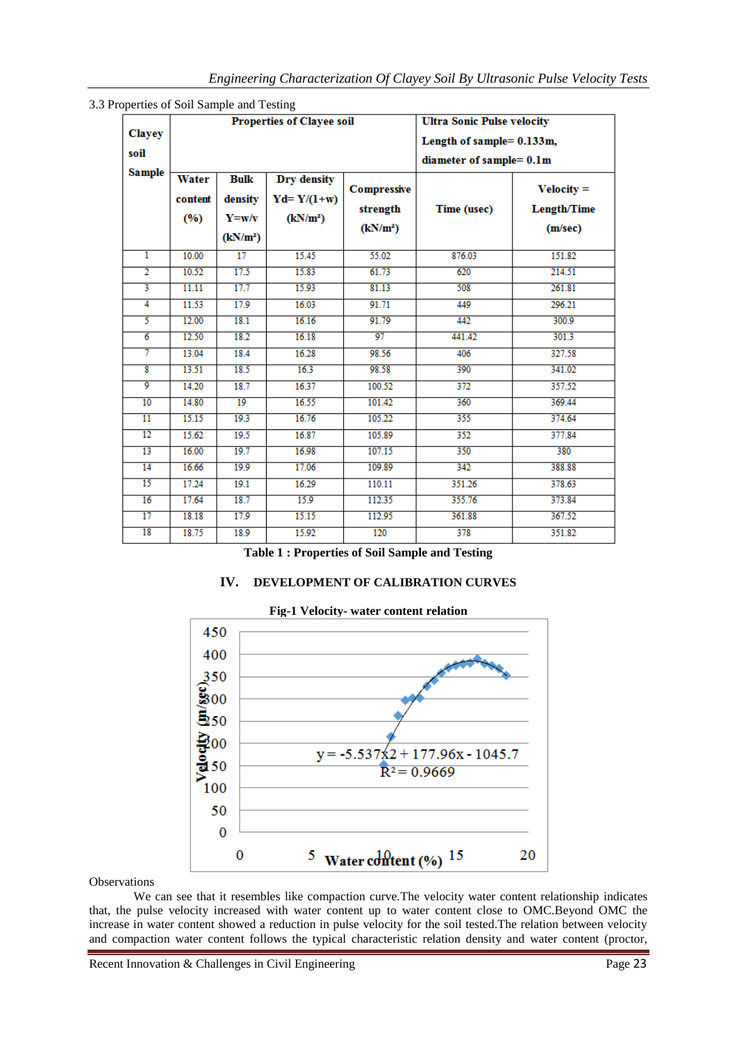3.3 Properties of Soil Sample and Testing

| Clayey soil Sample | Properties of Clayee soil | | | | Ultra Sonic Pulse velocity Length of sample= 0.133m, diameter of sample= 0.1m | |
|---|---|---|---|---|---|---|
| | Water content (%) | Bulk density Y=w/v (kN/m³) | Dry density Yd= Y/(1+w) (kN/m³) | Compressive strength (kN/m²) | Time (usec) | Velocity = Length/Time (m/sec) |
| 1 | 10.00 | 17 | 15.45 | 55.02 | 876.03 | 151.82 |
| 2 | 10.52 | 17.5 | 15.83 | 61.73 | 620 | 214.51 |
| 3 | 11.11 | 17.7 | 15.93 | 81.13 | 508 | 261.81 |
| 4 | 11.53 | 17.9 | 16.03 | 91.71 | 449 | 296.21 |
| 5 | 12.00 | 18.1 | 16.16 | 91.79 | 442 | 300.9 |
| 6 | 12.50 | 18.2 | 16.18 | 97 | 441.42 | 301.3 |
| 7 | 13.04 | 18.4 | 16.28 | 98.56 | 406 | 327.58 |
| 8 | 13.51 | 18.5 | 16.3 | 98.58 | 390 | 341.02 |
| 9 | 14.20 | 18.7 | 16.37 | 100.52 | 372 | 357.52 |
| 10 | 14.80 | 19 | 16.55 | 101.42 | 360 | 369.44 |
| 11 | 15.15 | 19.3 | 16.76 | 105.22 | 355 | 374.64 |
| 12 | 15.62 | 19.5 | 16.87 | 105.89 | 352 | 377.84 |
| 13 | 16.00 | 19.7 | 16.98 | 107.15 | 350 | 380 |
| 14 | 16.66 | 19.9 | 17.06 | 109.89 | 342 | 388.88 |
| 15 | 17.24 | 19.1 | 16.29 | 110.11 | 351.26 | 378.63 |
| 16 | 17.64 | 18.7 | 15.9 | 112.35 | 355.76 | 373.84 |
| 17 | 18.18 | 17.9 | 15.15 | 112.95 | 361.88 | 367.52 |
| 18 | 18.75 | 18.9 | 15.92 | 120 | 378 | 351.82 |

**Table 1 : Properties of Soil Sample and Testing**

## IV. DEVELOPMENT OF CALIBRATION CURVES

**Fig-1 Velocity- water content relation**

$$y = -5.537x^2 + 177.96x - 1045.7$$
$$R^2 = 0.9669$$

Observations

We can see that it resembles like compaction curve.The velocity water content relationship indicates that, the pulse velocity increased with water content up to water content close to OMC.Beyond OMC the increase in water content showed a reduction in pulse velocity for the soil tested.The relation between velocity and compaction water content follows the typical characteristic relation density and water content (proctor,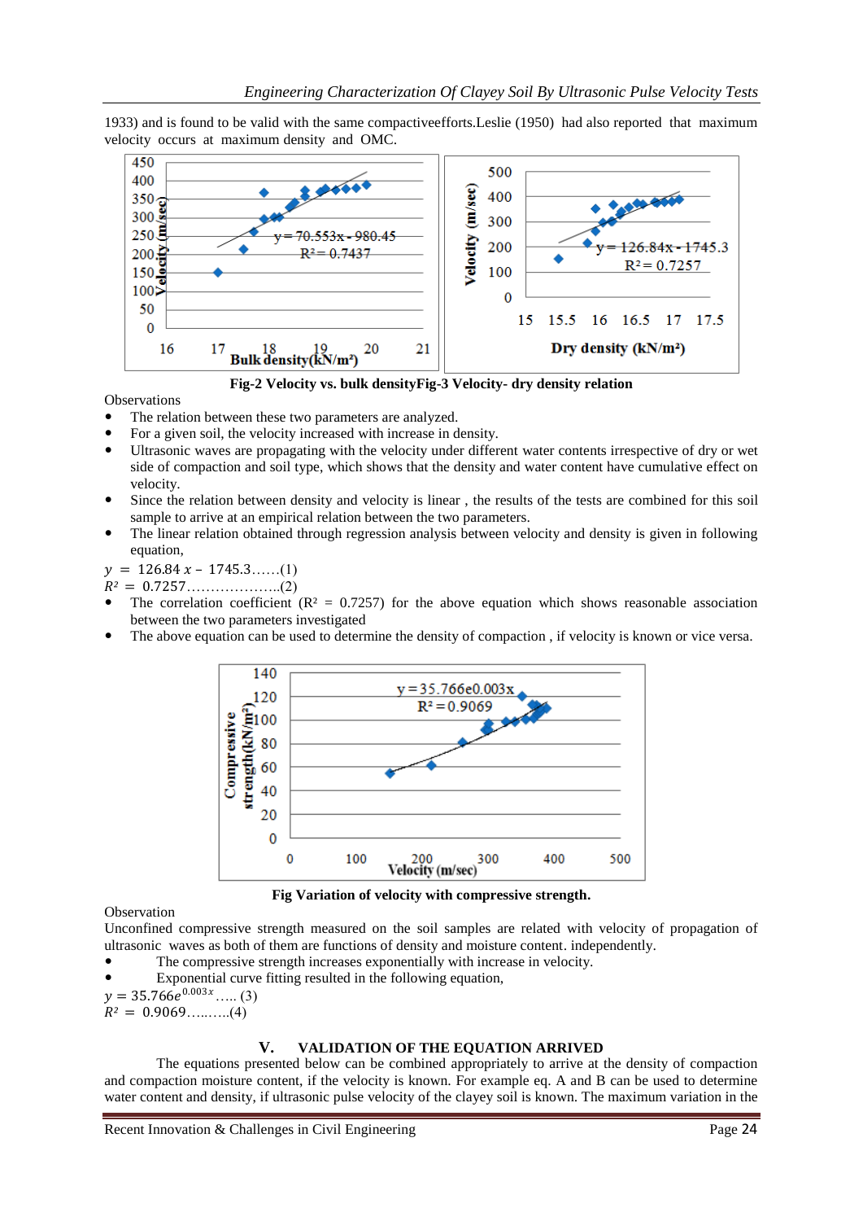1933) and is found to be valid with the same compactiveefforts.Leslie (1950) had also reported that maximum velocity occurs at maximum density and OMC.

**Fig-2 Velocity vs. bulk densityFig-3 Velocity- dry density relation**

Observations

- The relation between these two parameters are analyzed.
- For a given soil, the velocity increased with increase in density.
- Ultrasonic waves are propagating with the velocity under different water contents irrespective of dry or wet side of compaction and soil type, which shows that the density and water content have cumulative effect on velocity.
- Since the relation between density and velocity is linear , the results of the tests are combined for this soil sample to arrive at an empirical relation between the two parameters.
- The linear relation obtained through regression analysis between velocity and density is given in following equation,

$y = 126.84\,x - 1745.3$……(1)

$R^2 = 0.7257$………………..(2)

- The correlation coefficient ($R^2 = 0.7257$) for the above equation which shows reasonable association between the two parameters investigated
- The above equation can be used to determine the density of compaction , if velocity is known or vice versa.

**Fig Variation of velocity with compressive strength.**

Observation

Unconfined compressive strength measured on the soil samples are related with velocity of propagation of ultrasonic waves as both of them are functions of density and moisture content. independently.

- The compressive strength increases exponentially with increase in velocity.
- Exponential curve fitting resulted in the following equation,

$y = 35.766e^{0.003x}$….. (3)

$R^2 = 0.9069$…..…..(4)

## V. VALIDATION OF THE EQUATION ARRIVED

The equations presented below can be combined appropriately to arrive at the density of compaction and compaction moisture content, if the velocity is known. For example eq. A and B can be used to determine water content and density, if ultrasonic pulse velocity of the clayey soil is known. The maximum variation in the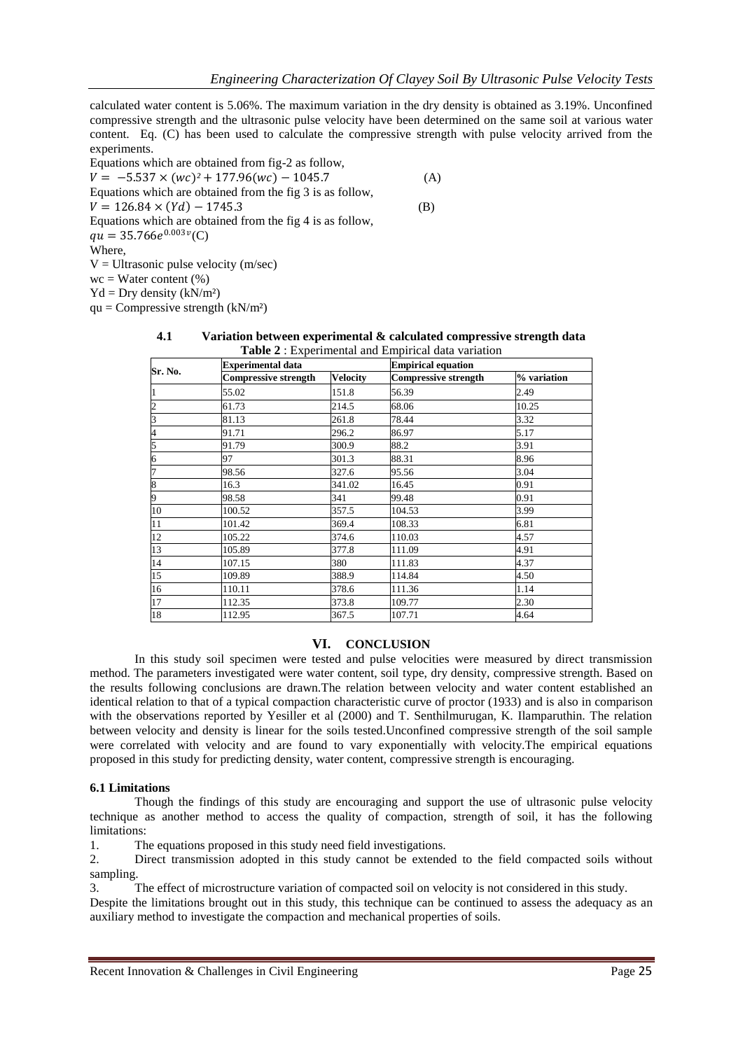calculated water content is 5.06%. The maximum variation in the dry density is obtained as 3.19%. Unconfined compressive strength and the ultrasonic pulse velocity have been determined on the same soil at various water content. Eq. (C) has been used to calculate the compressive strength with pulse velocity arrived from the experiments.

Equations which are obtained from fig-2 as follow,

$$V = -5.537 \times (wc)^2 + 177.96(wc) - 1045.7 \qquad (A)$$

Equations which are obtained from the fig 3 is as follow,

$$V = 126.84 \times (Yd) - 1745.3 \qquad (B)$$

Equations which are obtained from the fig 4 is as follow,

$$qu = 35.766e^{0.003v} \qquad (C)$$

Where,

V = Ultrasonic pulse velocity (m/sec)

wc = Water content (%)

Yd = Dry density (kN/m²)

qu = Compressive strength (kN/m²)

**4.1 Variation between experimental & calculated compressive strength data**

**Table 2** : Experimental and Empirical data variation

| Sr. No. | Experimental data | | Empirical equation | |
|---|---|---|---|---|
| | **Compressive strength** | **Velocity** | **Compressive strength** | **% variation** |
| 1 | 55.02 | 151.8 | 56.39 | 2.49 |
| 2 | 61.73 | 214.5 | 68.06 | 10.25 |
| 3 | 81.13 | 261.8 | 78.44 | 3.32 |
| 4 | 91.71 | 296.2 | 86.97 | 5.17 |
| 5 | 91.79 | 300.9 | 88.2 | 3.91 |
| 6 | 97 | 301.3 | 88.31 | 8.96 |
| 7 | 98.56 | 327.6 | 95.56 | 3.04 |
| 8 | 16.3 | 341.02 | 16.45 | 0.91 |
| 9 | 98.58 | 341 | 99.48 | 0.91 |
| 10 | 100.52 | 357.5 | 104.53 | 3.99 |
| 11 | 101.42 | 369.4 | 108.33 | 6.81 |
| 12 | 105.22 | 374.6 | 110.03 | 4.57 |
| 13 | 105.89 | 377.8 | 111.09 | 4.91 |
| 14 | 107.15 | 380 | 111.83 | 4.37 |
| 15 | 109.89 | 388.9 | 114.84 | 4.50 |
| 16 | 110.11 | 378.6 | 111.36 | 1.14 |
| 17 | 112.35 | 373.8 | 109.77 | 2.30 |
| 18 | 112.95 | 367.5 | 107.71 | 4.64 |

## VI. CONCLUSION

In this study soil specimen were tested and pulse velocities were measured by direct transmission method. The parameters investigated were water content, soil type, dry density, compressive strength. Based on the results following conclusions are drawn.The relation between velocity and water content established an identical relation to that of a typical compaction characteristic curve of proctor (1933) and is also in comparison with the observations reported by Yesiller et al (2000) and T. Senthilmurugan, K. Ilamparuthin. The relation between velocity and density is linear for the soils tested.Unconfined compressive strength of the soil sample were correlated with velocity and are found to vary exponentially with velocity.The empirical equations proposed in this study for predicting density, water content, compressive strength is encouraging.

### 6.1 Limitations

Though the findings of this study are encouraging and support the use of ultrasonic pulse velocity technique as another method to access the quality of compaction, strength of soil, it has the following limitations:

1. The equations proposed in this study need field investigations.
2. Direct transmission adopted in this study cannot be extended to the field compacted soils without sampling.
3. The effect of microstructure variation of compacted soil on velocity is not considered in this study.

Despite the limitations brought out in this study, this technique can be continued to assess the adequacy as an auxiliary method to investigate the compaction and mechanical properties of soils.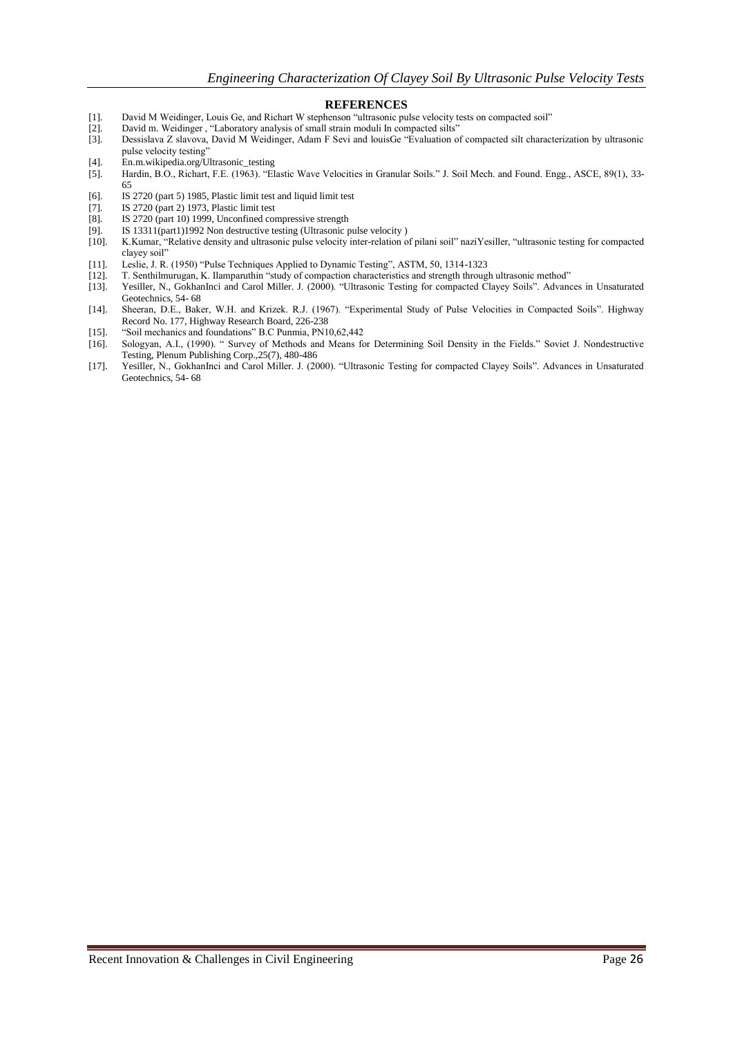## REFERENCES

[1]. David M Weidinger, Louis Ge, and Richart W stephenson "ultrasonic pulse velocity tests on compacted soil"

[2]. David m. Weidinger , "Laboratory analysis of small strain moduli In compacted silts"

[3]. Dessislava Z slavova, David M Weidinger, Adam F Sevi and louisGe "Evaluation of compacted silt characterization by ultrasonic pulse velocity testing"

[4]. En.m.wikipedia.org/Ultrasonic_testing

[5]. Hardin, B.O., Richart, F.E. (1963). "Elastic Wave Velocities in Granular Soils." J. Soil Mech. and Found. Engg., ASCE, 89(1), 33-65

[6]. IS 2720 (part 5) 1985, Plastic limit test and liquid limit test

[7]. IS 2720 (part 2) 1973, Plastic limit test

[8]. IS 2720 (part 10) 1999, Unconfined compressive strength

[9]. IS 13311(part1)1992 Non destructive testing (Ultrasonic pulse velocity )

[10]. K.Kumar, "Relative density and ultrasonic pulse velocity inter-relation of pilani soil" naziYesiller, "ultrasonic testing for compacted clayey soil"

[11]. Leslie, J. R. (1950) "Pulse Techniques Applied to Dynamic Testing", ASTM, 50, 1314-1323

[12]. T. Senthilmurugan, K. Ilamparuthin "study of compaction characteristics and strength through ultrasonic method"

[13]. Yesiller, N., GokhanInci and Carol Miller. J. (2000). "Ultrasonic Testing for compacted Clayey Soils". Advances in Unsaturated Geotechnics, 54- 68

[14]. Sheeran, D.E., Baker, W.H. and Krizek. R.J. (1967). "Experimental Study of Pulse Velocities in Compacted Soils". Highway Record No. 177, Highway Research Board, 226-238

[15]. "Soil mechanics and foundations" B.C Punmia, PN10,62,442

[16]. Sologyan, A.I., (1990). " Survey of Methods and Means for Determining Soil Density in the Fields." Soviet J. Nondestructive Testing, Plenum Publishing Corp.,25(7), 480-486

[17]. Yesiller, N., GokhanInci and Carol Miller. J. (2000). "Ultrasonic Testing for compacted Clayey Soils". Advances in Unsaturated Geotechnics, 54- 68